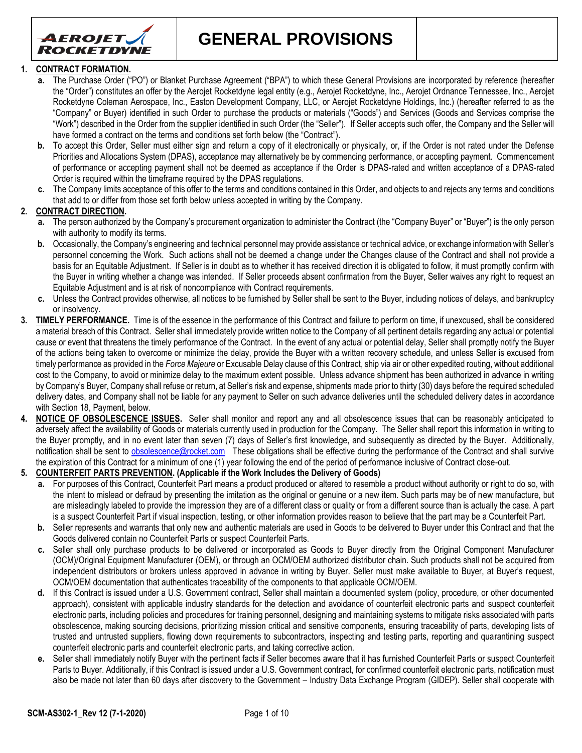# GENERAL PROVISIONS

1. **CONTRACT FORMATION.**
   - **a.** The Purchase Order ("PO") or Blanket Purchase Agreement ("BPA") to which these General Provisions are incorporated by reference (hereafter the "Order") constitutes an offer by the Aerojet Rocketdyne legal entity (e.g., Aerojet Rocketdyne, Inc., Aerojet Ordnance Tennessee, Inc., Aerojet Rocketdyne Coleman Aerospace, Inc., Easton Development Company, LLC, or Aerojet Rocketdyne Holdings, Inc.) (hereafter referred to as the "Company" or Buyer) identified in such Order to purchase the products or materials ("Goods") and Services (Goods and Services comprise the "Work") described in the Order from the supplier identified in such Order (the "Seller"). If Seller accepts such offer, the Company and the Seller will have formed a contract on the terms and conditions set forth below (the "Contract").
   - **b.** To accept this Order, Seller must either sign and return a copy of it electronically or physically, or, if the Order is not rated under the Defense Priorities and Allocations System (DPAS), acceptance may alternatively be by commencing performance, or accepting payment. Commencement of performance or accepting payment shall not be deemed as acceptance if the Order is DPAS-rated and written acceptance of a DPAS-rated Order is required within the timeframe required by the DPAS regulations.
   - **c.** The Company limits acceptance of this offer to the terms and conditions contained in this Order, and objects to and rejects any terms and conditions that add to or differ from those set forth below unless accepted in writing by the Company.

2. **CONTRACT DIRECTION.**
   - **a.** The person authorized by the Company's procurement organization to administer the Contract (the "Company Buyer" or "Buyer") is the only person with authority to modify its terms.
   - **b.** Occasionally, the Company's engineering and technical personnel may provide assistance or technical advice, or exchange information with Seller's personnel concerning the Work. Such actions shall not be deemed a change under the Changes clause of the Contract and shall not provide a basis for an Equitable Adjustment. If Seller is in doubt as to whether it has received direction it is obligated to follow, it must promptly confirm with the Buyer in writing whether a change was intended. If Seller proceeds absent confirmation from the Buyer, Seller waives any right to request an Equitable Adjustment and is at risk of noncompliance with Contract requirements.
   - **c.** Unless the Contract provides otherwise, all notices to be furnished by Seller shall be sent to the Buyer, including notices of delays, and bankruptcy or insolvency.

3. **TIMELY PERFORMANCE.** Time is of the essence in the performance of this Contract and failure to perform on time, if unexcused, shall be considered a material breach of this Contract. Seller shall immediately provide written notice to the Company of all pertinent details regarding any actual or potential cause or event that threatens the timely performance of the Contract. In the event of any actual or potential delay, Seller shall promptly notify the Buyer of the actions being taken to overcome or minimize the delay, provide the Buyer with a written recovery schedule, and unless Seller is excused from timely performance as provided in the *Force Majeure* or Excusable Delay clause of this Contract, ship via air or other expedited routing, without additional cost to the Company, to avoid or minimize delay to the maximum extent possible. Unless advance shipment has been authorized in advance in writing by Company's Buyer, Company shall refuse or return, at Seller's risk and expense, shipments made prior to thirty (30) days before the required scheduled delivery dates, and Company shall not be liable for any payment to Seller on such advance deliveries until the scheduled delivery dates in accordance with Section 18, Payment, below.

4. **NOTICE OF OBSOLESCENCE ISSUES.** Seller shall monitor and report any and all obsolescence issues that can be reasonably anticipated to adversely affect the availability of Goods or materials currently used in production for the Company. The Seller shall report this information in writing to the Buyer promptly, and in no event later than seven (7) days of Seller's first knowledge, and subsequently as directed by the Buyer. Additionally, notification shall be sent to obsolescence@rocket.com These obligations shall be effective during the performance of the Contract and shall survive the expiration of this Contract for a minimum of one (1) year following the end of the period of performance inclusive of Contract close-out.

5. **COUNTERFEIT PARTS PREVENTION. (Applicable if the Work Includes the Delivery of Goods)**
   - **a.** For purposes of this Contract, Counterfeit Part means a product produced or altered to resemble a product without authority or right to do so, with the intent to mislead or defraud by presenting the imitation as the original or genuine or a new item. Such parts may be of new manufacture, but are misleadingly labeled to provide the impression they are of a different class or quality or from a different source than is actually the case. A part is a suspect Counterfeit Part if visual inspection, testing, or other information provides reason to believe that the part may be a Counterfeit Part.
   - **b.** Seller represents and warrants that only new and authentic materials are used in Goods to be delivered to Buyer under this Contract and that the Goods delivered contain no Counterfeit Parts or suspect Counterfeit Parts.
   - **c.** Seller shall only purchase products to be delivered or incorporated as Goods to Buyer directly from the Original Component Manufacturer (OCM)/Original Equipment Manufacturer (OEM), or through an OCM/OEM authorized distributor chain. Such products shall not be acquired from independent distributors or brokers unless approved in advance in writing by Buyer. Seller must make available to Buyer, at Buyer's request, OCM/OEM documentation that authenticates traceability of the components to that applicable OCM/OEM.
   - **d.** If this Contract is issued under a U.S. Government contract, Seller shall maintain a documented system (policy, procedure, or other documented approach), consistent with applicable industry standards for the detection and avoidance of counterfeit electronic parts and suspect counterfeit electronic parts, including policies and procedures for training personnel, designing and maintaining systems to mitigate risks associated with parts obsolescence, making sourcing decisions, prioritizing mission critical and sensitive components, ensuring traceability of parts, developing lists of trusted and untrusted suppliers, flowing down requirements to subcontractors, inspecting and testing parts, reporting and quarantining suspect counterfeit electronic parts and counterfeit electronic parts, and taking corrective action.
   - **e.** Seller shall immediately notify Buyer with the pertinent facts if Seller becomes aware that it has furnished Counterfeit Parts or suspect Counterfeit Parts to Buyer. Additionally, if this Contract is issued under a U.S. Government contract, for confirmed counterfeit electronic parts, notification must also be made not later than 60 days after discovery to the Government – Industry Data Exchange Program (GIDEP). Seller shall cooperate with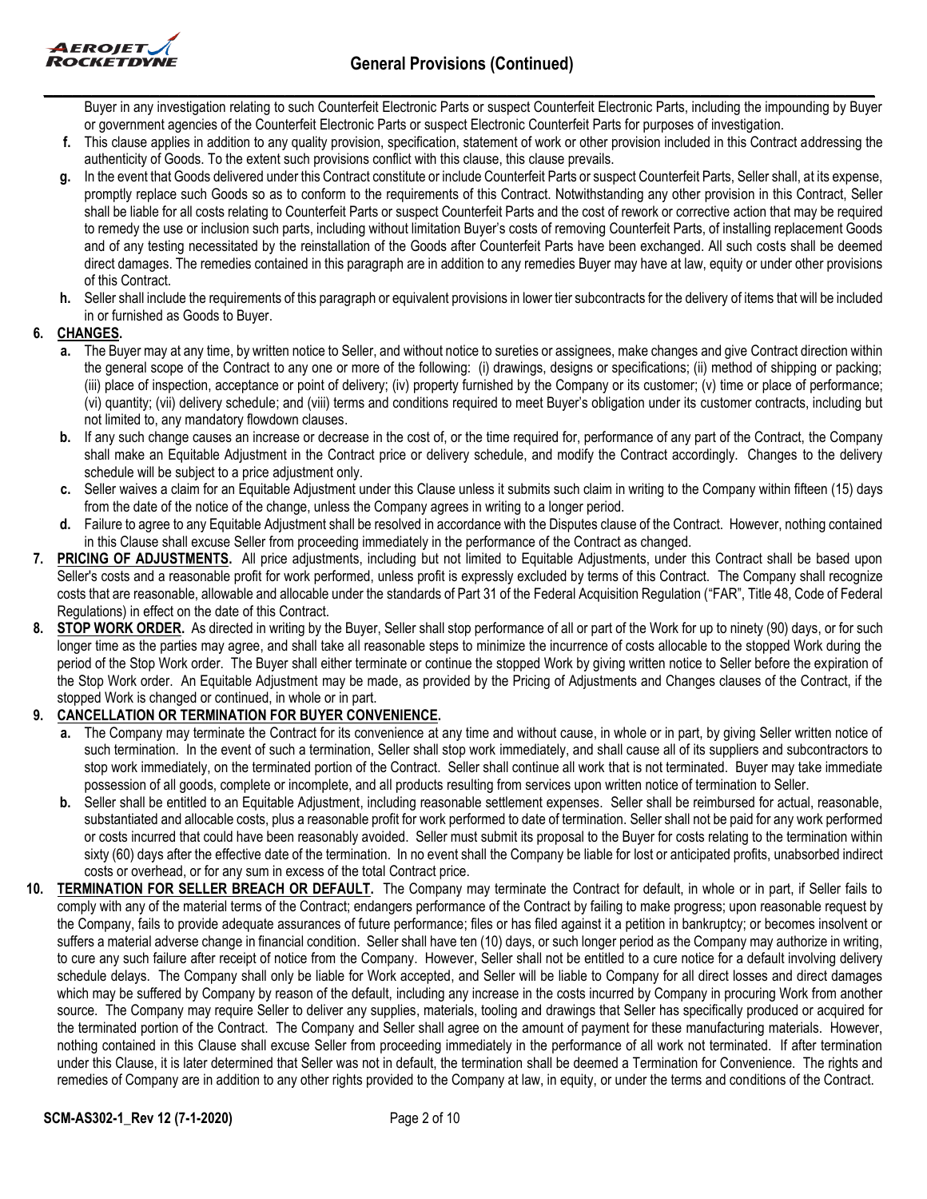Buyer in any investigation relating to such Counterfeit Electronic Parts or suspect Counterfeit Electronic Parts, including the impounding by Buyer or government agencies of the Counterfeit Electronic Parts or suspect Electronic Counterfeit Parts for purposes of investigation.

**f.** This clause applies in addition to any quality provision, specification, statement of work or other provision included in this Contract addressing the authenticity of Goods. To the extent such provisions conflict with this clause, this clause prevails.

**g.** In the event that Goods delivered under this Contract constitute or include Counterfeit Parts or suspect Counterfeit Parts, Seller shall, at its expense, promptly replace such Goods so as to conform to the requirements of this Contract. Notwithstanding any other provision in this Contract, Seller shall be liable for all costs relating to Counterfeit Parts or suspect Counterfeit Parts and the cost of rework or corrective action that may be required to remedy the use or inclusion such parts, including without limitation Buyer's costs of removing Counterfeit Parts, of installing replacement Goods and of any testing necessitated by the reinstallation of the Goods after Counterfeit Parts have been exchanged. All such costs shall be deemed direct damages. The remedies contained in this paragraph are in addition to any remedies Buyer may have at law, equity or under other provisions of this Contract.

**h.** Seller shall include the requirements of this paragraph or equivalent provisions in lower tier subcontracts for the delivery of items that will be included in or furnished as Goods to Buyer.

**6. CHANGES.**

**a.** The Buyer may at any time, by written notice to Seller, and without notice to sureties or assignees, make changes and give Contract direction within the general scope of the Contract to any one or more of the following: (i) drawings, designs or specifications; (ii) method of shipping or packing; (iii) place of inspection, acceptance or point of delivery; (iv) property furnished by the Company or its customer; (v) time or place of performance; (vi) quantity; (vii) delivery schedule; and (viii) terms and conditions required to meet Buyer's obligation under its customer contracts, including but not limited to, any mandatory flowdown clauses.

**b.** If any such change causes an increase or decrease in the cost of, or the time required for, performance of any part of the Contract, the Company shall make an Equitable Adjustment in the Contract price or delivery schedule, and modify the Contract accordingly. Changes to the delivery schedule will be subject to a price adjustment only.

**c.** Seller waives a claim for an Equitable Adjustment under this Clause unless it submits such claim in writing to the Company within fifteen (15) days from the date of the notice of the change, unless the Company agrees in writing to a longer period.

**d.** Failure to agree to any Equitable Adjustment shall be resolved in accordance with the Disputes clause of the Contract. However, nothing contained in this Clause shall excuse Seller from proceeding immediately in the performance of the Contract as changed.

**7. PRICING OF ADJUSTMENTS.** All price adjustments, including but not limited to Equitable Adjustments, under this Contract shall be based upon Seller's costs and a reasonable profit for work performed, unless profit is expressly excluded by terms of this Contract. The Company shall recognize costs that are reasonable, allowable and allocable under the standards of Part 31 of the Federal Acquisition Regulation ("FAR", Title 48, Code of Federal Regulations) in effect on the date of this Contract.

**8. STOP WORK ORDER.** As directed in writing by the Buyer, Seller shall stop performance of all or part of the Work for up to ninety (90) days, or for such longer time as the parties may agree, and shall take all reasonable steps to minimize the incurrence of costs allocable to the stopped Work during the period of the Stop Work order. The Buyer shall either terminate or continue the stopped Work by giving written notice to Seller before the expiration of the Stop Work order. An Equitable Adjustment may be made, as provided by the Pricing of Adjustments and Changes clauses of the Contract, if the stopped Work is changed or continued, in whole or in part.

**9. CANCELLATION OR TERMINATION FOR BUYER CONVENIENCE.**

**a.** The Company may terminate the Contract for its convenience at any time and without cause, in whole or in part, by giving Seller written notice of such termination. In the event of such a termination, Seller shall stop work immediately, and shall cause all of its suppliers and subcontractors to stop work immediately, on the terminated portion of the Contract. Seller shall continue all work that is not terminated. Buyer may take immediate possession of all goods, complete or incomplete, and all products resulting from services upon written notice of termination to Seller.

**b.** Seller shall be entitled to an Equitable Adjustment, including reasonable settlement expenses. Seller shall be reimbursed for actual, reasonable, substantiated and allocable costs, plus a reasonable profit for work performed to date of termination. Seller shall not be paid for any work performed or costs incurred that could have been reasonably avoided. Seller must submit its proposal to the Buyer for costs relating to the termination within sixty (60) days after the effective date of the termination. In no event shall the Company be liable for lost or anticipated profits, unabsorbed indirect costs or overhead, or for any sum in excess of the total Contract price.

**10. TERMINATION FOR SELLER BREACH OR DEFAULT.** The Company may terminate the Contract for default, in whole or in part, if Seller fails to comply with any of the material terms of the Contract; endangers performance of the Contract by failing to make progress; upon reasonable request by the Company, fails to provide adequate assurances of future performance; files or has filed against it a petition in bankruptcy; or becomes insolvent or suffers a material adverse change in financial condition. Seller shall have ten (10) days, or such longer period as the Company may authorize in writing, to cure any such failure after receipt of notice from the Company. However, Seller shall not be entitled to a cure notice for a default involving delivery schedule delays. The Company shall only be liable for Work accepted, and Seller will be liable to Company for all direct losses and direct damages which may be suffered by Company by reason of the default, including any increase in the costs incurred by Company in procuring Work from another source. The Company may require Seller to deliver any supplies, materials, tooling and drawings that Seller has specifically produced or acquired for the terminated portion of the Contract. The Company and Seller shall agree on the amount of payment for these manufacturing materials. However, nothing contained in this Clause shall excuse Seller from proceeding immediately in the performance of all work not terminated. If after termination under this Clause, it is later determined that Seller was not in default, the termination shall be deemed a Termination for Convenience. The rights and remedies of Company are in addition to any other rights provided to the Company at law, in equity, or under the terms and conditions of the Contract.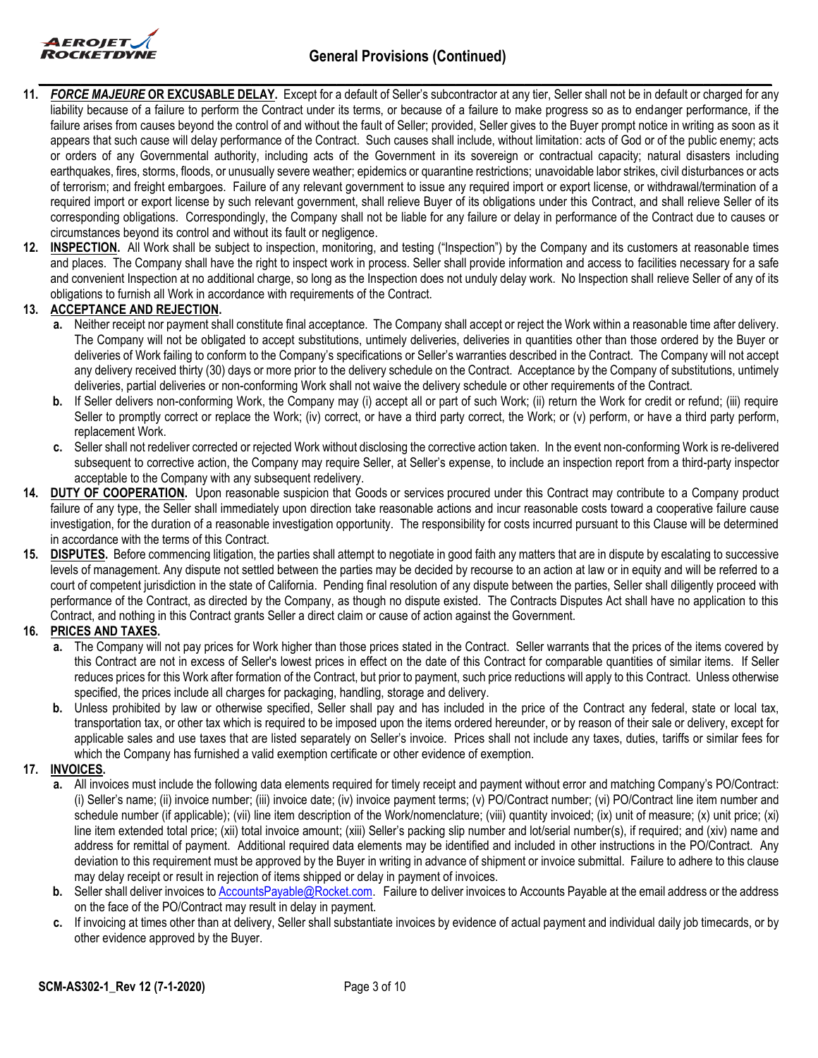**11.** ***FORCE MAJEURE* OR EXCUSABLE DELAY.** Except for a default of Seller's subcontractor at any tier, Seller shall not be in default or charged for any liability because of a failure to perform the Contract under its terms, or because of a failure to make progress so as to endanger performance, if the failure arises from causes beyond the control of and without the fault of Seller; provided, Seller gives to the Buyer prompt notice in writing as soon as it appears that such cause will delay performance of the Contract. Such causes shall include, without limitation: acts of God or of the public enemy; acts or orders of any Governmental authority, including acts of the Government in its sovereign or contractual capacity; natural disasters including earthquakes, fires, storms, floods, or unusually severe weather; epidemics or quarantine restrictions; unavoidable labor strikes, civil disturbances or acts of terrorism; and freight embargoes. Failure of any relevant government to issue any required import or export license, or withdrawal/termination of a required import or export license by such relevant government, shall relieve Buyer of its obligations under this Contract, and shall relieve Seller of its corresponding obligations. Correspondingly, the Company shall not be liable for any failure or delay in performance of the Contract due to causes or circumstances beyond its control and without its fault or negligence.

**12.** **INSPECTION.** All Work shall be subject to inspection, monitoring, and testing ("Inspection") by the Company and its customers at reasonable times and places. The Company shall have the right to inspect work in process. Seller shall provide information and access to facilities necessary for a safe and convenient Inspection at no additional charge, so long as the Inspection does not unduly delay work. No Inspection shall relieve Seller of any of its obligations to furnish all Work in accordance with requirements of the Contract.

**13.** **ACCEPTANCE AND REJECTION.**

**a.** Neither receipt nor payment shall constitute final acceptance. The Company shall accept or reject the Work within a reasonable time after delivery. The Company will not be obligated to accept substitutions, untimely deliveries, deliveries in quantities other than those ordered by the Buyer or deliveries of Work failing to conform to the Company's specifications or Seller's warranties described in the Contract. The Company will not accept any delivery received thirty (30) days or more prior to the delivery schedule on the Contract. Acceptance by the Company of substitutions, untimely deliveries, partial deliveries or non-conforming Work shall not waive the delivery schedule or other requirements of the Contract.

**b.** If Seller delivers non-conforming Work, the Company may (i) accept all or part of such Work; (ii) return the Work for credit or refund; (iii) require Seller to promptly correct or replace the Work; (iv) correct, or have a third party correct, the Work; or (v) perform, or have a third party perform, replacement Work.

**c.** Seller shall not redeliver corrected or rejected Work without disclosing the corrective action taken. In the event non-conforming Work is re-delivered subsequent to corrective action, the Company may require Seller, at Seller's expense, to include an inspection report from a third-party inspector acceptable to the Company with any subsequent redelivery.

**14.** **DUTY OF COOPERATION.** Upon reasonable suspicion that Goods or services procured under this Contract may contribute to a Company product failure of any type, the Seller shall immediately upon direction take reasonable actions and incur reasonable costs toward a cooperative failure cause investigation, for the duration of a reasonable investigation opportunity. The responsibility for costs incurred pursuant to this Clause will be determined in accordance with the terms of this Contract.

**15.** **DISPUTES.** Before commencing litigation, the parties shall attempt to negotiate in good faith any matters that are in dispute by escalating to successive levels of management. Any dispute not settled between the parties may be decided by recourse to an action at law or in equity and will be referred to a court of competent jurisdiction in the state of California. Pending final resolution of any dispute between the parties, Seller shall diligently proceed with performance of the Contract, as directed by the Company, as though no dispute existed. The Contracts Disputes Act shall have no application to this Contract, and nothing in this Contract grants Seller a direct claim or cause of action against the Government.

**16.** **PRICES AND TAXES.**

**a.** The Company will not pay prices for Work higher than those prices stated in the Contract. Seller warrants that the prices of the items covered by this Contract are not in excess of Seller's lowest prices in effect on the date of this Contract for comparable quantities of similar items. If Seller reduces prices for this Work after formation of the Contract, but prior to payment, such price reductions will apply to this Contract. Unless otherwise specified, the prices include all charges for packaging, handling, storage and delivery.

**b.** Unless prohibited by law or otherwise specified, Seller shall pay and has included in the price of the Contract any federal, state or local tax, transportation tax, or other tax which is required to be imposed upon the items ordered hereunder, or by reason of their sale or delivery, except for applicable sales and use taxes that are listed separately on Seller's invoice. Prices shall not include any taxes, duties, tariffs or similar fees for which the Company has furnished a valid exemption certificate or other evidence of exemption.

**17.** **INVOICES.**

**a.** All invoices must include the following data elements required for timely receipt and payment without error and matching Company's PO/Contract: (i) Seller's name; (ii) invoice number; (iii) invoice date; (iv) invoice payment terms; (v) PO/Contract number; (vi) PO/Contract line item number and schedule number (if applicable); (vii) line item description of the Work/nomenclature; (viii) quantity invoiced; (ix) unit of measure; (x) unit price; (xi) line item extended total price; (xii) total invoice amount; (xiii) Seller's packing slip number and lot/serial number(s), if required; and (xiv) name and address for remittal of payment. Additional required data elements may be identified and included in other instructions in the PO/Contract. Any deviation to this requirement must be approved by the Buyer in writing in advance of shipment or invoice submittal. Failure to adhere to this clause may delay receipt or result in rejection of items shipped or delay in payment of invoices.

**b.** Seller shall deliver invoices to AccountsPayable@Rocket.com. Failure to deliver invoices to Accounts Payable at the email address or the address on the face of the PO/Contract may result in delay in payment.

**c.** If invoicing at times other than at delivery, Seller shall substantiate invoices by evidence of actual payment and individual daily job timecards, or by other evidence approved by the Buyer.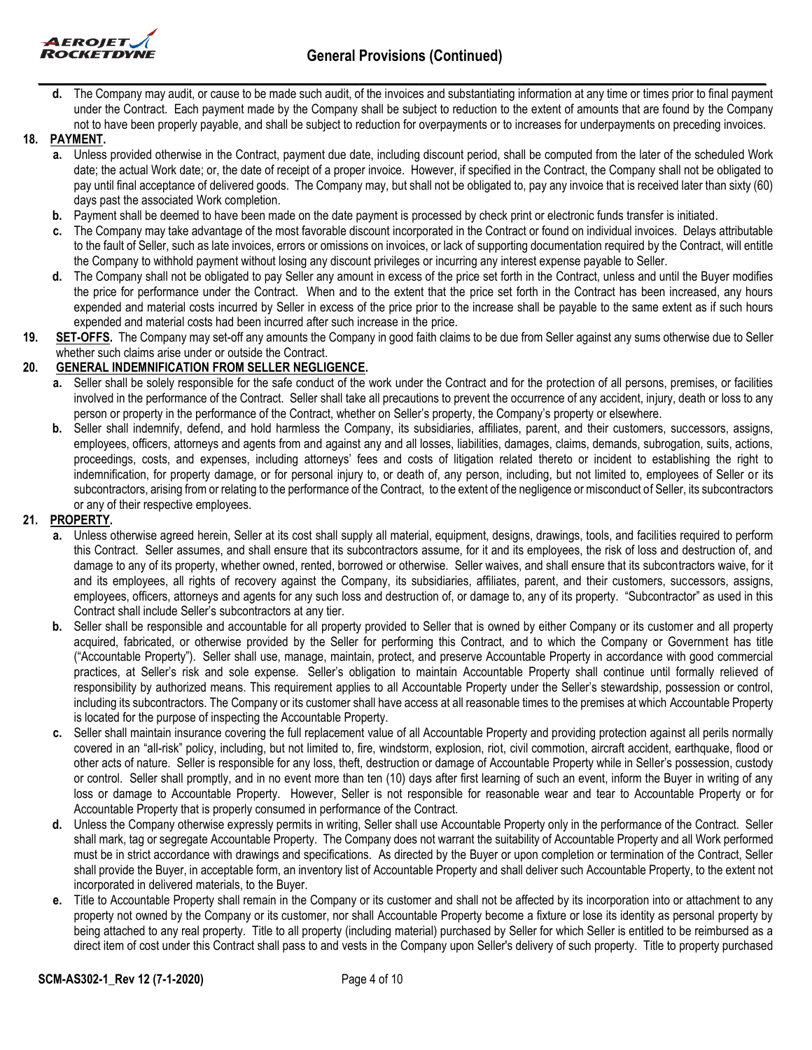**d.** The Company may audit, or cause to be made such audit, of the invoices and substantiating information at any time or times prior to final payment under the Contract. Each payment made by the Company shall be subject to reduction to the extent of amounts that are found by the Company not to have been properly payable, and shall be subject to reduction for overpayments or to increases for underpayments on preceding invoices.

**18. PAYMENT.**

**a.** Unless provided otherwise in the Contract, payment due date, including discount period, shall be computed from the later of the scheduled Work date; the actual Work date; or, the date of receipt of a proper invoice. However, if specified in the Contract, the Company shall not be obligated to pay until final acceptance of delivered goods. The Company may, but shall not be obligated to, pay any invoice that is received later than sixty (60) days past the associated Work completion.

**b.** Payment shall be deemed to have been made on the date payment is processed by check print or electronic funds transfer is initiated.

**c.** The Company may take advantage of the most favorable discount incorporated in the Contract or found on individual invoices. Delays attributable to the fault of Seller, such as late invoices, errors or omissions on invoices, or lack of supporting documentation required by the Contract, will entitle the Company to withhold payment without losing any discount privileges or incurring any interest expense payable to Seller.

**d.** The Company shall not be obligated to pay Seller any amount in excess of the price set forth in the Contract, unless and until the Buyer modifies the price for performance under the Contract. When and to the extent that the price set forth in the Contract has been increased, any hours expended and material costs incurred by Seller in excess of the price prior to the increase shall be payable to the same extent as if such hours expended and material costs had been incurred after such increase in the price.

**19. SET-OFFS.** The Company may set-off any amounts the Company in good faith claims to be due from Seller against any sums otherwise due to Seller whether such claims arise under or outside the Contract.

**20. GENERAL INDEMNIFICATION FROM SELLER NEGLIGENCE.**

**a.** Seller shall be solely responsible for the safe conduct of the work under the Contract and for the protection of all persons, premises, or facilities involved in the performance of the Contract. Seller shall take all precautions to prevent the occurrence of any accident, injury, death or loss to any person or property in the performance of the Contract, whether on Seller's property, the Company's property or elsewhere.

**b.** Seller shall indemnify, defend, and hold harmless the Company, its subsidiaries, affiliates, parent, and their customers, successors, assigns, employees, officers, attorneys and agents from and against any and all losses, liabilities, damages, claims, demands, subrogation, suits, actions, proceedings, costs, and expenses, including attorneys' fees and costs of litigation related thereto or incident to establishing the right to indemnification, for property damage, or for personal injury to, or death of, any person, including, but not limited to, employees of Seller or its subcontractors, arising from or relating to the performance of the Contract, to the extent of the negligence or misconduct of Seller, its subcontractors or any of their respective employees.

**21. PROPERTY.**

**a.** Unless otherwise agreed herein, Seller at its cost shall supply all material, equipment, designs, drawings, tools, and facilities required to perform this Contract. Seller assumes, and shall ensure that its subcontractors assume, for it and its employees, the risk of loss and destruction of, and damage to any of its property, whether owned, rented, borrowed or otherwise. Seller waives, and shall ensure that its subcontractors waive, for it and its employees, all rights of recovery against the Company, its subsidiaries, affiliates, parent, and their customers, successors, assigns, employees, officers, attorneys and agents for any such loss and destruction of, or damage to, any of its property. "Subcontractor" as used in this Contract shall include Seller's subcontractors at any tier.

**b.** Seller shall be responsible and accountable for all property provided to Seller that is owned by either Company or its customer and all property acquired, fabricated, or otherwise provided by the Seller for performing this Contract, and to which the Company or Government has title ("Accountable Property"). Seller shall use, manage, maintain, protect, and preserve Accountable Property in accordance with good commercial practices, at Seller's risk and sole expense. Seller's obligation to maintain Accountable Property shall continue until formally relieved of responsibility by authorized means. This requirement applies to all Accountable Property under the Seller's stewardship, possession or control, including its subcontractors. The Company or its customer shall have access at all reasonable times to the premises at which Accountable Property is located for the purpose of inspecting the Accountable Property.

**c.** Seller shall maintain insurance covering the full replacement value of all Accountable Property and providing protection against all perils normally covered in an "all-risk" policy, including, but not limited to, fire, windstorm, explosion, riot, civil commotion, aircraft accident, earthquake, flood or other acts of nature. Seller is responsible for any loss, theft, destruction or damage of Accountable Property while in Seller's possession, custody or control. Seller shall promptly, and in no event more than ten (10) days after first learning of such an event, inform the Buyer in writing of any loss or damage to Accountable Property. However, Seller is not responsible for reasonable wear and tear to Accountable Property or for Accountable Property that is properly consumed in performance of the Contract.

**d.** Unless the Company otherwise expressly permits in writing, Seller shall use Accountable Property only in the performance of the Contract. Seller shall mark, tag or segregate Accountable Property. The Company does not warrant the suitability of Accountable Property and all Work performed must be in strict accordance with drawings and specifications. As directed by the Buyer or upon completion or termination of the Contract, Seller shall provide the Buyer, in acceptable form, an inventory list of Accountable Property and shall deliver such Accountable Property, to the extent not incorporated in delivered materials, to the Buyer.

**e.** Title to Accountable Property shall remain in the Company or its customer and shall not be affected by its incorporation into or attachment to any property not owned by the Company or its customer, nor shall Accountable Property become a fixture or lose its identity as personal property by being attached to any real property. Title to all property (including material) purchased by Seller for which Seller is entitled to be reimbursed as a direct item of cost under this Contract shall pass to and vests in the Company upon Seller's delivery of such property. Title to property purchased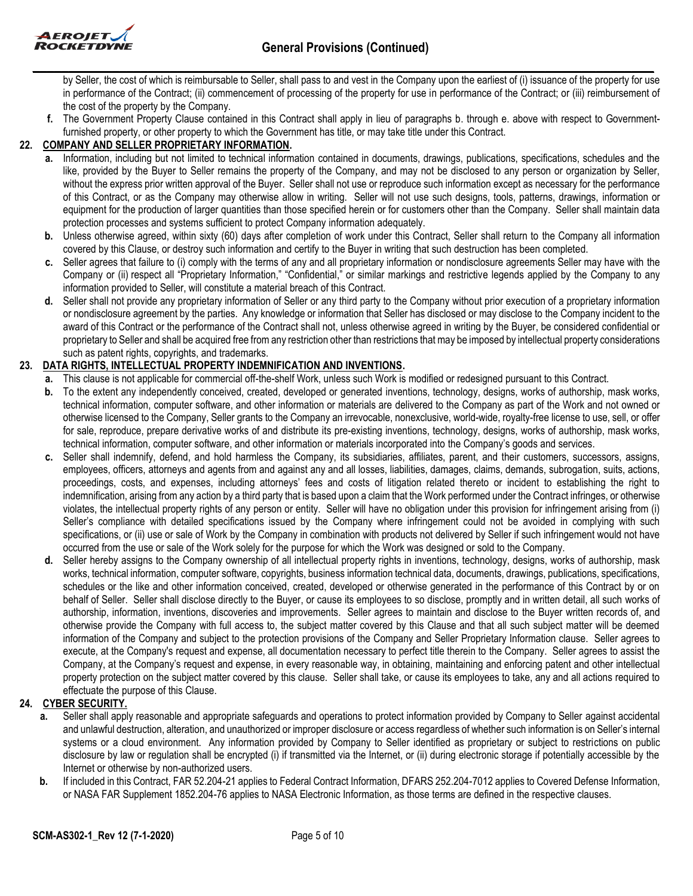by Seller, the cost of which is reimbursable to Seller, shall pass to and vest in the Company upon the earliest of (i) issuance of the property for use in performance of the Contract; (ii) commencement of processing of the property for use in performance of the Contract; or (iii) reimbursement of the cost of the property by the Company.

**f.** The Government Property Clause contained in this Contract shall apply in lieu of paragraphs b. through e. above with respect to Government-furnished property, or other property to which the Government has title, or may take title under this Contract.

## 22. COMPANY AND SELLER PROPRIETARY INFORMATION.

**a.** Information, including but not limited to technical information contained in documents, drawings, publications, specifications, schedules and the like, provided by the Buyer to Seller remains the property of the Company, and may not be disclosed to any person or organization by Seller, without the express prior written approval of the Buyer. Seller shall not use or reproduce such information except as necessary for the performance of this Contract, or as the Company may otherwise allow in writing. Seller will not use such designs, tools, patterns, drawings, information or equipment for the production of larger quantities than those specified herein or for customers other than the Company. Seller shall maintain data protection processes and systems sufficient to protect Company information adequately.

**b.** Unless otherwise agreed, within sixty (60) days after completion of work under this Contract, Seller shall return to the Company all information covered by this Clause, or destroy such information and certify to the Buyer in writing that such destruction has been completed.

**c.** Seller agrees that failure to (i) comply with the terms of any and all proprietary information or nondisclosure agreements Seller may have with the Company or (ii) respect all "Proprietary Information," "Confidential," or similar markings and restrictive legends applied by the Company to any information provided to Seller, will constitute a material breach of this Contract.

**d.** Seller shall not provide any proprietary information of Seller or any third party to the Company without prior execution of a proprietary information or nondisclosure agreement by the parties. Any knowledge or information that Seller has disclosed or may disclose to the Company incident to the award of this Contract or the performance of the Contract shall not, unless otherwise agreed in writing by the Buyer, be considered confidential or proprietary to Seller and shall be acquired free from any restriction other than restrictions that may be imposed by intellectual property considerations such as patent rights, copyrights, and trademarks.

## 23. DATA RIGHTS, INTELLECTUAL PROPERTY INDEMNIFICATION AND INVENTIONS.

**a.** This clause is not applicable for commercial off-the-shelf Work, unless such Work is modified or redesigned pursuant to this Contract.

**b.** To the extent any independently conceived, created, developed or generated inventions, technology, designs, works of authorship, mask works, technical information, computer software, and other information or materials are delivered to the Company as part of the Work and not owned or otherwise licensed to the Company, Seller grants to the Company an irrevocable, nonexclusive, world-wide, royalty-free license to use, sell, or offer for sale, reproduce, prepare derivative works of and distribute its pre-existing inventions, technology, designs, works of authorship, mask works, technical information, computer software, and other information or materials incorporated into the Company's goods and services.

**c.** Seller shall indemnify, defend, and hold harmless the Company, its subsidiaries, affiliates, parent, and their customers, successors, assigns, employees, officers, attorneys and agents from and against any and all losses, liabilities, damages, claims, demands, subrogation, suits, actions, proceedings, costs, and expenses, including attorneys' fees and costs of litigation related thereto or incident to establishing the right to indemnification, arising from any action by a third party that is based upon a claim that the Work performed under the Contract infringes, or otherwise violates, the intellectual property rights of any person or entity. Seller will have no obligation under this provision for infringement arising from (i) Seller's compliance with detailed specifications issued by the Company where infringement could not be avoided in complying with such specifications, or (ii) use or sale of Work by the Company in combination with products not delivered by Seller if such infringement would not have occurred from the use or sale of the Work solely for the purpose for which the Work was designed or sold to the Company.

**d.** Seller hereby assigns to the Company ownership of all intellectual property rights in inventions, technology, designs, works of authorship, mask works, technical information, computer software, copyrights, business information technical data, documents, drawings, publications, specifications, schedules or the like and other information conceived, created, developed or otherwise generated in the performance of this Contract by or on behalf of Seller. Seller shall disclose directly to the Buyer, or cause its employees to so disclose, promptly and in written detail, all such works of authorship, information, inventions, discoveries and improvements. Seller agrees to maintain and disclose to the Buyer written records of, and otherwise provide the Company with full access to, the subject matter covered by this Clause and that all such subject matter will be deemed information of the Company and subject to the protection provisions of the Company and Seller Proprietary Information clause. Seller agrees to execute, at the Company's request and expense, all documentation necessary to perfect title therein to the Company. Seller agrees to assist the Company, at the Company's request and expense, in every reasonable way, in obtaining, maintaining and enforcing patent and other intellectual property protection on the subject matter covered by this clause. Seller shall take, or cause its employees to take, any and all actions required to effectuate the purpose of this Clause.

## 24. CYBER SECURITY.

**a.** Seller shall apply reasonable and appropriate safeguards and operations to protect information provided by Company to Seller against accidental and unlawful destruction, alteration, and unauthorized or improper disclosure or access regardless of whether such information is on Seller's internal systems or a cloud environment. Any information provided by Company to Seller identified as proprietary or subject to restrictions on public disclosure by law or regulation shall be encrypted (i) if transmitted via the Internet, or (ii) during electronic storage if potentially accessible by the Internet or otherwise by non-authorized users.

**b.** If included in this Contract, FAR 52.204-21 applies to Federal Contract Information, DFARS 252.204-7012 applies to Covered Defense Information, or NASA FAR Supplement 1852.204-76 applies to NASA Electronic Information, as those terms are defined in the respective clauses.

SCM-AS302-1_Rev 12 (7-1-2020)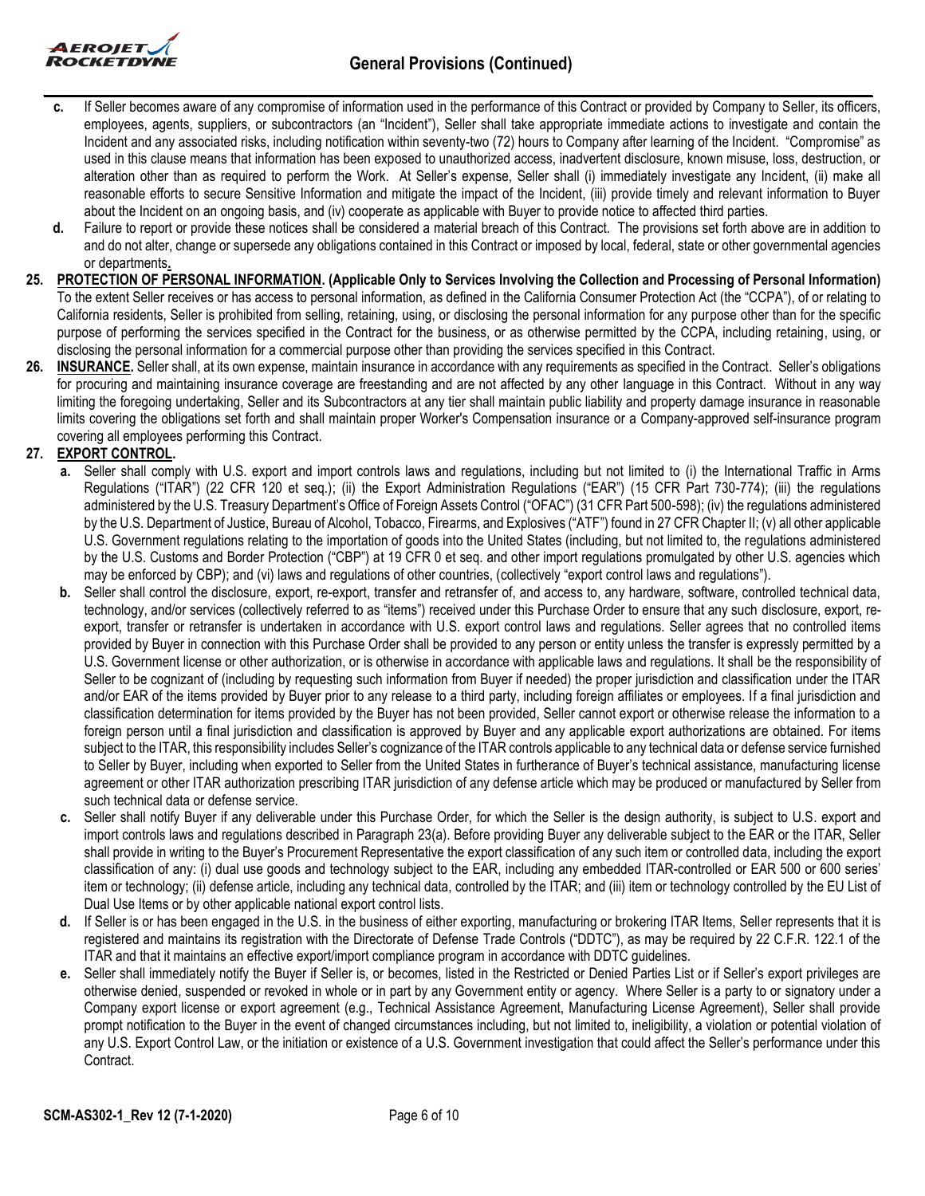c. If Seller becomes aware of any compromise of information used in the performance of this Contract or provided by Company to Seller, its officers, employees, agents, suppliers, or subcontractors (an "Incident"), Seller shall take appropriate immediate actions to investigate and contain the Incident and any associated risks, including notification within seventy-two (72) hours to Company after learning of the Incident. "Compromise" as used in this clause means that information has been exposed to unauthorized access, inadvertent disclosure, known misuse, loss, destruction, or alteration other than as required to perform the Work. At Seller's expense, Seller shall (i) immediately investigate any Incident, (ii) make all reasonable efforts to secure Sensitive Information and mitigate the impact of the Incident, (iii) provide timely and relevant information to Buyer about the Incident on an ongoing basis, and (iv) cooperate as applicable with Buyer to provide notice to affected third parties.

d. Failure to report or provide these notices shall be considered a material breach of this Contract. The provisions set forth above are in addition to and do not alter, change or supersede any obligations contained in this Contract or imposed by local, federal, state or other governmental agencies or departments.

**25. PROTECTION OF PERSONAL INFORMATION. (Applicable Only to Services Involving the Collection and Processing of Personal Information)** To the extent Seller receives or has access to personal information, as defined in the California Consumer Protection Act (the "CCPA"), of or relating to California residents, Seller is prohibited from selling, retaining, using, or disclosing the personal information for any purpose other than for the specific purpose of performing the services specified in the Contract for the business, or as otherwise permitted by the CCPA, including retaining, using, or disclosing the personal information for a commercial purpose other than providing the services specified in this Contract.

**26. INSURANCE.** Seller shall, at its own expense, maintain insurance in accordance with any requirements as specified in the Contract. Seller's obligations for procuring and maintaining insurance coverage are freestanding and are not affected by any other language in this Contract. Without in any way limiting the foregoing undertaking, Seller and its Subcontractors at any tier shall maintain public liability and property damage insurance in reasonable limits covering the obligations set forth and shall maintain proper Worker's Compensation insurance or a Company-approved self-insurance program covering all employees performing this Contract.

**27. EXPORT CONTROL.**

a. Seller shall comply with U.S. export and import controls laws and regulations, including but not limited to (i) the International Traffic in Arms Regulations ("ITAR") (22 CFR 120 et seq.); (ii) the Export Administration Regulations ("EAR") (15 CFR Part 730-774); (iii) the regulations administered by the U.S. Treasury Department's Office of Foreign Assets Control ("OFAC") (31 CFR Part 500-598); (iv) the regulations administered by the U.S. Department of Justice, Bureau of Alcohol, Tobacco, Firearms, and Explosives ("ATF") found in 27 CFR Chapter II; (v) all other applicable U.S. Government regulations relating to the importation of goods into the United States (including, but not limited to, the regulations administered by the U.S. Customs and Border Protection ("CBP") at 19 CFR 0 et seq. and other import regulations promulgated by other U.S. agencies which may be enforced by CBP); and (vi) laws and regulations of other countries, (collectively "export control laws and regulations").

b. Seller shall control the disclosure, export, re-export, transfer and retransfer of, and access to, any hardware, software, controlled technical data, technology, and/or services (collectively referred to as "items") received under this Purchase Order to ensure that any such disclosure, export, re-export, transfer or retransfer is undertaken in accordance with U.S. export control laws and regulations. Seller agrees that no controlled items provided by Buyer in connection with this Purchase Order shall be provided to any person or entity unless the transfer is expressly permitted by a U.S. Government license or other authorization, or is otherwise in accordance with applicable laws and regulations. It shall be the responsibility of Seller to be cognizant of (including by requesting such information from Buyer if needed) the proper jurisdiction and classification under the ITAR and/or EAR of the items provided by Buyer prior to any release to a third party, including foreign affiliates or employees. If a final jurisdiction and classification determination for items provided by the Buyer has not been provided, Seller cannot export or otherwise release the information to a foreign person until a final jurisdiction and classification is approved by Buyer and any applicable export authorizations are obtained. For items subject to the ITAR, this responsibility includes Seller's cognizance of the ITAR controls applicable to any technical data or defense service furnished to Seller by Buyer, including when exported to Seller from the United States in furtherance of Buyer's technical assistance, manufacturing license agreement or other ITAR authorization prescribing ITAR jurisdiction of any defense article which may be produced or manufactured by Seller from such technical data or defense service.

c. Seller shall notify Buyer if any deliverable under this Purchase Order, for which the Seller is the design authority, is subject to U.S. export and import controls laws and regulations described in Paragraph 23(a). Before providing Buyer any deliverable subject to the EAR or the ITAR, Seller shall provide in writing to the Buyer's Procurement Representative the export classification of any such item or controlled data, including the export classification of any: (i) dual use goods and technology subject to the EAR, including any embedded ITAR-controlled or EAR 500 or 600 series' item or technology; (ii) defense article, including any technical data, controlled by the ITAR; and (iii) item or technology controlled by the EU List of Dual Use Items or by other applicable national export control lists.

d. If Seller is or has been engaged in the U.S. in the business of either exporting, manufacturing or brokering ITAR Items, Seller represents that it is registered and maintains its registration with the Directorate of Defense Trade Controls ("DDTC"), as may be required by 22 C.F.R. 122.1 of the ITAR and that it maintains an effective export/import compliance program in accordance with DDTC guidelines.

e. Seller shall immediately notify the Buyer if Seller is, or becomes, listed in the Restricted or Denied Parties List or if Seller's export privileges are otherwise denied, suspended or revoked in whole or in part by any Government entity or agency. Where Seller is a party to or signatory under a Company export license or export agreement (e.g., Technical Assistance Agreement, Manufacturing License Agreement), Seller shall provide prompt notification to the Buyer in the event of changed circumstances including, but not limited to, ineligibility, a violation or potential violation of any U.S. Export Control Law, or the initiation or existence of a U.S. Government investigation that could affect the Seller's performance under this Contract.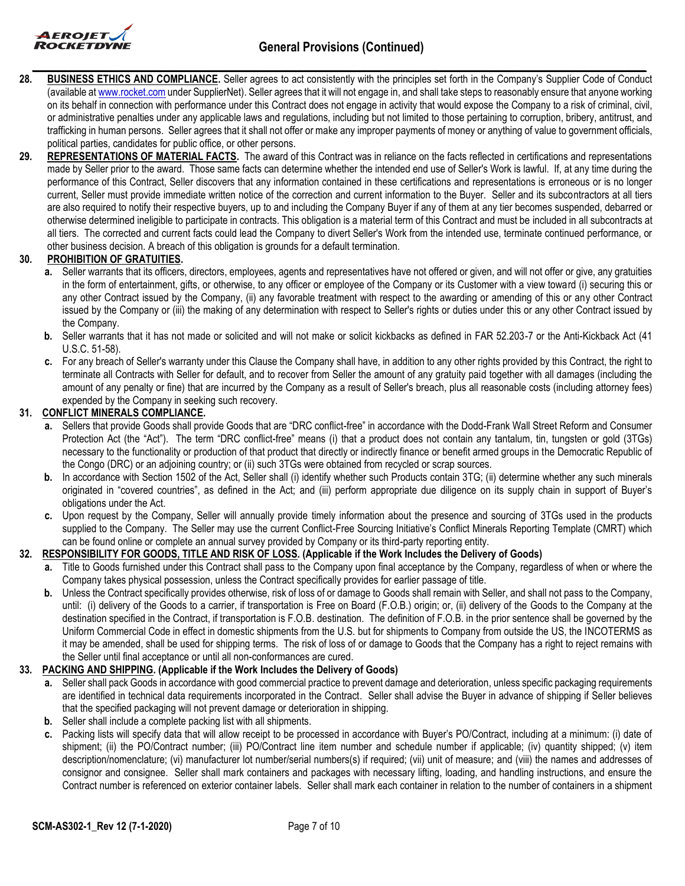**28. BUSINESS ETHICS AND COMPLIANCE.** Seller agrees to act consistently with the principles set forth in the Company's Supplier Code of Conduct (available at www.rocket.com under SupplierNet). Seller agrees that it will not engage in, and shall take steps to reasonably ensure that anyone working on its behalf in connection with performance under this Contract does not engage in activity that would expose the Company to a risk of criminal, civil, or administrative penalties under any applicable laws and regulations, including but not limited to those pertaining to corruption, bribery, antitrust, and trafficking in human persons. Seller agrees that it shall not offer or make any improper payments of money or anything of value to government officials, political parties, candidates for public office, or other persons.

**29. REPRESENTATIONS OF MATERIAL FACTS.** The award of this Contract was in reliance on the facts reflected in certifications and representations made by Seller prior to the award. Those same facts can determine whether the intended end use of Seller's Work is lawful. If, at any time during the performance of this Contract, Seller discovers that any information contained in these certifications and representations is erroneous or is no longer current, Seller must provide immediate written notice of the correction and current information to the Buyer. Seller and its subcontractors at all tiers are also required to notify their respective buyers, up to and including the Company Buyer if any of them at any tier becomes suspended, debarred or otherwise determined ineligible to participate in contracts. This obligation is a material term of this Contract and must be included in all subcontracts at all tiers. The corrected and current facts could lead the Company to divert Seller's Work from the intended use, terminate continued performance, or other business decision. A breach of this obligation is grounds for a default termination.

**30. PROHIBITION OF GRATUITIES.**

- **a.** Seller warrants that its officers, directors, employees, agents and representatives have not offered or given, and will not offer or give, any gratuities in the form of entertainment, gifts, or otherwise, to any officer or employee of the Company or its Customer with a view toward (i) securing this or any other Contract issued by the Company, (ii) any favorable treatment with respect to the awarding or amending of this or any other Contract issued by the Company or (iii) the making of any determination with respect to Seller's rights or duties under this or any other Contract issued by the Company.
- **b.** Seller warrants that it has not made or solicited and will not make or solicit kickbacks as defined in FAR 52.203-7 or the Anti-Kickback Act (41 U.S.C. 51-58).
- **c.** For any breach of Seller's warranty under this Clause the Company shall have, in addition to any other rights provided by this Contract, the right to terminate all Contracts with Seller for default, and to recover from Seller the amount of any gratuity paid together with all damages (including the amount of any penalty or fine) that are incurred by the Company as a result of Seller's breach, plus all reasonable costs (including attorney fees) expended by the Company in seeking such recovery.

**31. CONFLICT MINERALS COMPLIANCE.**

- **a.** Sellers that provide Goods shall provide Goods that are "DRC conflict-free" in accordance with the Dodd-Frank Wall Street Reform and Consumer Protection Act (the "Act"). The term "DRC conflict-free" means (i) that a product does not contain any tantalum, tin, tungsten or gold (3TGs) necessary to the functionality or production of that product that directly or indirectly finance or benefit armed groups in the Democratic Republic of the Congo (DRC) or an adjoining country; or (ii) such 3TGs were obtained from recycled or scrap sources.
- **b.** In accordance with Section 1502 of the Act, Seller shall (i) identify whether such Products contain 3TG; (ii) determine whether any such minerals originated in "covered countries", as defined in the Act; and (iii) perform appropriate due diligence on its supply chain in support of Buyer's obligations under the Act.
- **c.** Upon request by the Company, Seller will annually provide timely information about the presence and sourcing of 3TGs used in the products supplied to the Company. The Seller may use the current Conflict-Free Sourcing Initiative's Conflict Minerals Reporting Template (CMRT) which can be found online or complete an annual survey provided by Company or its third-party reporting entity.

**32. RESPONSIBILITY FOR GOODS, TITLE AND RISK OF LOSS. (Applicable if the Work Includes the Delivery of Goods)**

- **a.** Title to Goods furnished under this Contract shall pass to the Company upon final acceptance by the Company, regardless of when or where the Company takes physical possession, unless the Contract specifically provides for earlier passage of title.
- **b.** Unless the Contract specifically provides otherwise, risk of loss of or damage to Goods shall remain with Seller, and shall not pass to the Company, until: (i) delivery of the Goods to a carrier, if transportation is Free on Board (F.O.B.) origin; or, (ii) delivery of the Goods to the Company at the destination specified in the Contract, if transportation is F.O.B. destination. The definition of F.O.B. in the prior sentence shall be governed by the Uniform Commercial Code in effect in domestic shipments from the U.S. but for shipments to Company from outside the US, the INCOTERMS as it may be amended, shall be used for shipping terms. The risk of loss of or damage to Goods that the Company has a right to reject remains with the Seller until final acceptance or until all non-conformances are cured.

**33. PACKING AND SHIPPING. (Applicable if the Work Includes the Delivery of Goods)**

- **a.** Seller shall pack Goods in accordance with good commercial practice to prevent damage and deterioration, unless specific packaging requirements are identified in technical data requirements incorporated in the Contract. Seller shall advise the Buyer in advance of shipping if Seller believes that the specified packaging will not prevent damage or deterioration in shipping.
- **b.** Seller shall include a complete packing list with all shipments.
- **c.** Packing lists will specify data that will allow receipt to be processed in accordance with Buyer's PO/Contract, including at a minimum: (i) date of shipment; (ii) the PO/Contract number; (iii) PO/Contract line item number and schedule number if applicable; (iv) quantity shipped; (v) item description/nomenclature; (vi) manufacturer lot number/serial numbers(s) if required; (vii) unit of measure; and (viii) the names and addresses of consignor and consignee. Seller shall mark containers and packages with necessary lifting, loading, and handling instructions, and ensure the Contract number is referenced on exterior container labels. Seller shall mark each container in relation to the number of containers in a shipment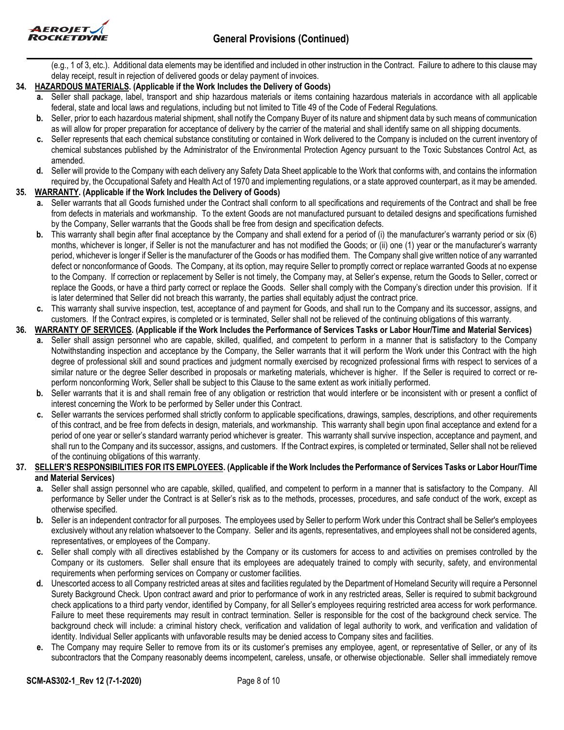(e.g., 1 of 3, etc.). Additional data elements may be identified and included in other instruction in the Contract. Failure to adhere to this clause may delay receipt, result in rejection of delivered goods or delay payment of invoices.

**34. HAZARDOUS MATERIALS. (Applicable if the Work Includes the Delivery of Goods)**

- **a.** Seller shall package, label, transport and ship hazardous materials or items containing hazardous materials in accordance with all applicable federal, state and local laws and regulations, including but not limited to Title 49 of the Code of Federal Regulations.
- **b.** Seller, prior to each hazardous material shipment, shall notify the Company Buyer of its nature and shipment data by such means of communication as will allow for proper preparation for acceptance of delivery by the carrier of the material and shall identify same on all shipping documents.
- **c.** Seller represents that each chemical substance constituting or contained in Work delivered to the Company is included on the current inventory of chemical substances published by the Administrator of the Environmental Protection Agency pursuant to the Toxic Substances Control Act, as amended.
- **d.** Seller will provide to the Company with each delivery any Safety Data Sheet applicable to the Work that conforms with, and contains the information required by, the Occupational Safety and Health Act of 1970 and implementing regulations, or a state approved counterpart, as it may be amended.

**35. WARRANTY. (Applicable if the Work Includes the Delivery of Goods)**

- **a.** Seller warrants that all Goods furnished under the Contract shall conform to all specifications and requirements of the Contract and shall be free from defects in materials and workmanship. To the extent Goods are not manufactured pursuant to detailed designs and specifications furnished by the Company, Seller warrants that the Goods shall be free from design and specification defects.
- **b.** This warranty shall begin after final acceptance by the Company and shall extend for a period of (i) the manufacturer's warranty period or six (6) months, whichever is longer, if Seller is not the manufacturer and has not modified the Goods; or (ii) one (1) year or the manufacturer's warranty period, whichever is longer if Seller is the manufacturer of the Goods or has modified them. The Company shall give written notice of any warranted defect or nonconformance of Goods. The Company, at its option, may require Seller to promptly correct or replace warranted Goods at no expense to the Company. If correction or replacement by Seller is not timely, the Company may, at Seller's expense, return the Goods to Seller, correct or replace the Goods, or have a third party correct or replace the Goods. Seller shall comply with the Company's direction under this provision. If it is later determined that Seller did not breach this warranty, the parties shall equitably adjust the contract price.
- **c.** This warranty shall survive inspection, test, acceptance of and payment for Goods, and shall run to the Company and its successor, assigns, and customers. If the Contract expires, is completed or is terminated, Seller shall not be relieved of the continuing obligations of this warranty.

**36. WARRANTY OF SERVICES. (Applicable if the Work Includes the Performance of Services Tasks or Labor Hour/Time and Material Services)**

- **a.** Seller shall assign personnel who are capable, skilled, qualified, and competent to perform in a manner that is satisfactory to the Company Notwithstanding inspection and acceptance by the Company, the Seller warrants that it will perform the Work under this Contract with the high degree of professional skill and sound practices and judgment normally exercised by recognized professional firms with respect to services of a similar nature or the degree Seller described in proposals or marketing materials, whichever is higher. If the Seller is required to correct or re-perform nonconforming Work, Seller shall be subject to this Clause to the same extent as work initially performed.
- **b.** Seller warrants that it is and shall remain free of any obligation or restriction that would interfere or be inconsistent with or present a conflict of interest concerning the Work to be performed by Seller under this Contract.
- **c.** Seller warrants the services performed shall strictly conform to applicable specifications, drawings, samples, descriptions, and other requirements of this contract, and be free from defects in design, materials, and workmanship. This warranty shall begin upon final acceptance and extend for a period of one year or seller's standard warranty period whichever is greater. This warranty shall survive inspection, acceptance and payment, and shall run to the Company and its successor, assigns, and customers. If the Contract expires, is completed or terminated, Seller shall not be relieved of the continuing obligations of this warranty.

**37. SELLER'S RESPONSIBILITIES FOR ITS EMPLOYEES. (Applicable if the Work Includes the Performance of Services Tasks or Labor Hour/Time and Material Services)**

- **a.** Seller shall assign personnel who are capable, skilled, qualified, and competent to perform in a manner that is satisfactory to the Company. All performance by Seller under the Contract is at Seller's risk as to the methods, processes, procedures, and safe conduct of the work, except as otherwise specified.
- **b.** Seller is an independent contractor for all purposes. The employees used by Seller to perform Work under this Contract shall be Seller's employees exclusively without any relation whatsoever to the Company. Seller and its agents, representatives, and employees shall not be considered agents, representatives, or employees of the Company.
- **c.** Seller shall comply with all directives established by the Company or its customers for access to and activities on premises controlled by the Company or its customers. Seller shall ensure that its employees are adequately trained to comply with security, safety, and environmental requirements when performing services on Company or customer facilities.
- **d.** Unescorted access to all Company restricted areas at sites and facilities regulated by the Department of Homeland Security will require a Personnel Surety Background Check. Upon contract award and prior to performance of work in any restricted areas, Seller is required to submit background check applications to a third party vendor, identified by Company, for all Seller's employees requiring restricted area access for work performance. Failure to meet these requirements may result in contract termination. Seller is responsible for the cost of the background check service. The background check will include: a criminal history check, verification and validation of legal authority to work, and verification and validation of identity. Individual Seller applicants with unfavorable results may be denied access to Company sites and facilities.
- **e.** The Company may require Seller to remove from its or its customer's premises any employee, agent, or representative of Seller, or any of its subcontractors that the Company reasonably deems incompetent, careless, unsafe, or otherwise objectionable. Seller shall immediately remove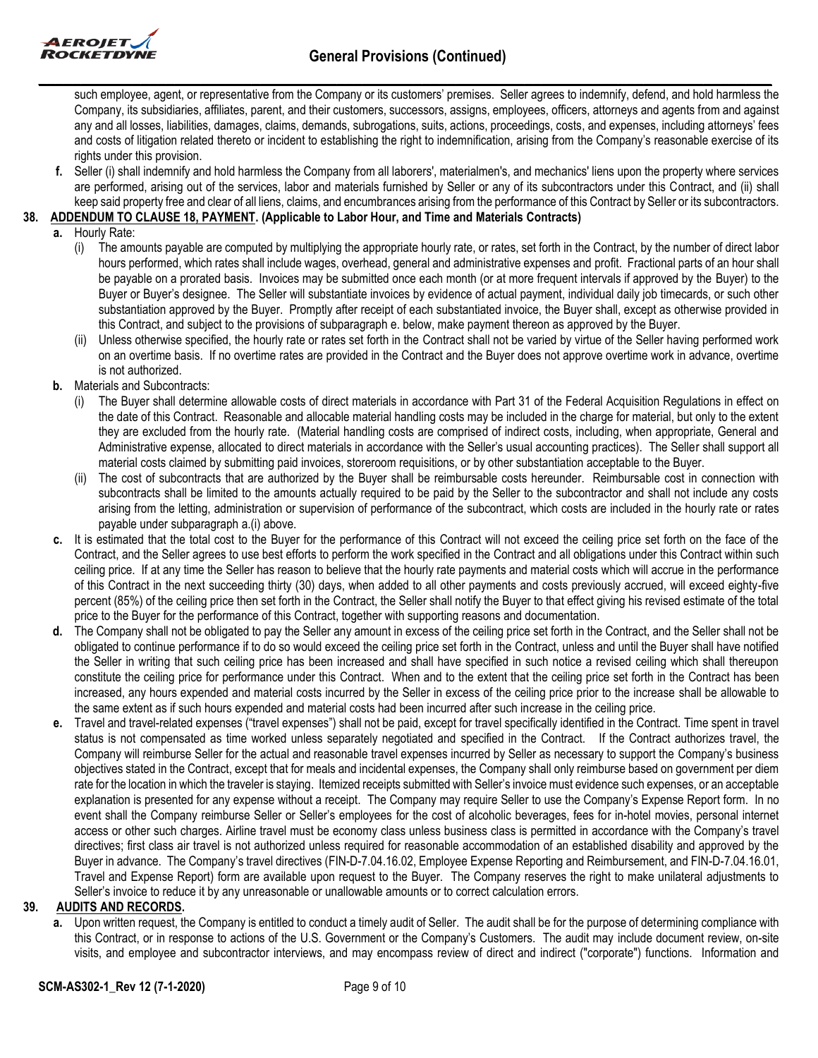such employee, agent, or representative from the Company or its customers' premises. Seller agrees to indemnify, defend, and hold harmless the Company, its subsidiaries, affiliates, parent, and their customers, successors, assigns, employees, officers, attorneys and agents from and against any and all losses, liabilities, damages, claims, demands, subrogations, suits, actions, proceedings, costs, and expenses, including attorneys' fees and costs of litigation related thereto or incident to establishing the right to indemnification, arising from the Company's reasonable exercise of its rights under this provision.

**f.** Seller (i) shall indemnify and hold harmless the Company from all laborers', materialmen's, and mechanics' liens upon the property where services are performed, arising out of the services, labor and materials furnished by Seller or any of its subcontractors under this Contract, and (ii) shall keep said property free and clear of all liens, claims, and encumbrances arising from the performance of this Contract by Seller or its subcontractors.

**38. ADDENDUM TO CLAUSE 18, PAYMENT. (Applicable to Labor Hour, and Time and Materials Contracts)**

**a.** Hourly Rate:

(i) The amounts payable are computed by multiplying the appropriate hourly rate, or rates, set forth in the Contract, by the number of direct labor hours performed, which rates shall include wages, overhead, general and administrative expenses and profit. Fractional parts of an hour shall be payable on a prorated basis. Invoices may be submitted once each month (or at more frequent intervals if approved by the Buyer) to the Buyer or Buyer's designee. The Seller will substantiate invoices by evidence of actual payment, individual daily job timecards, or such other substantiation approved by the Buyer. Promptly after receipt of each substantiated invoice, the Buyer shall, except as otherwise provided in this Contract, and subject to the provisions of subparagraph e. below, make payment thereon as approved by the Buyer.

(ii) Unless otherwise specified, the hourly rate or rates set forth in the Contract shall not be varied by virtue of the Seller having performed work on an overtime basis. If no overtime rates are provided in the Contract and the Buyer does not approve overtime work in advance, overtime is not authorized.

**b.** Materials and Subcontracts:

(i) The Buyer shall determine allowable costs of direct materials in accordance with Part 31 of the Federal Acquisition Regulations in effect on the date of this Contract. Reasonable and allocable material handling costs may be included in the charge for material, but only to the extent they are excluded from the hourly rate. (Material handling costs are comprised of indirect costs, including, when appropriate, General and Administrative expense, allocated to direct materials in accordance with the Seller's usual accounting practices). The Seller shall support all material costs claimed by submitting paid invoices, storeroom requisitions, or by other substantiation acceptable to the Buyer.

(ii) The cost of subcontracts that are authorized by the Buyer shall be reimbursable costs hereunder. Reimbursable cost in connection with subcontracts shall be limited to the amounts actually required to be paid by the Seller to the subcontractor and shall not include any costs arising from the letting, administration or supervision of performance of the subcontract, which costs are included in the hourly rate or rates payable under subparagraph a.(i) above.

**c.** It is estimated that the total cost to the Buyer for the performance of this Contract will not exceed the ceiling price set forth on the face of the Contract, and the Seller agrees to use best efforts to perform the work specified in the Contract and all obligations under this Contract within such ceiling price. If at any time the Seller has reason to believe that the hourly rate payments and material costs which will accrue in the performance of this Contract in the next succeeding thirty (30) days, when added to all other payments and costs previously accrued, will exceed eighty-five percent (85%) of the ceiling price then set forth in the Contract, the Seller shall notify the Buyer to that effect giving his revised estimate of the total price to the Buyer for the performance of this Contract, together with supporting reasons and documentation.

**d.** The Company shall not be obligated to pay the Seller any amount in excess of the ceiling price set forth in the Contract, and the Seller shall not be obligated to continue performance if to do so would exceed the ceiling price set forth in the Contract, unless and until the Buyer shall have notified the Seller in writing that such ceiling price has been increased and shall have specified in such notice a revised ceiling which shall thereupon constitute the ceiling price for performance under this Contract. When and to the extent that the ceiling price set forth in the Contract has been increased, any hours expended and material costs incurred by the Seller in excess of the ceiling price prior to the increase shall be allowable to the same extent as if such hours expended and material costs had been incurred after such increase in the ceiling price.

**e.** Travel and travel-related expenses ("travel expenses") shall not be paid, except for travel specifically identified in the Contract. Time spent in travel status is not compensated as time worked unless separately negotiated and specified in the Contract. If the Contract authorizes travel, the Company will reimburse Seller for the actual and reasonable travel expenses incurred by Seller as necessary to support the Company's business objectives stated in the Contract, except that for meals and incidental expenses, the Company shall only reimburse based on government per diem rate for the location in which the traveler is staying. Itemized receipts submitted with Seller's invoice must evidence such expenses, or an acceptable explanation is presented for any expense without a receipt. The Company may require Seller to use the Company's Expense Report form. In no event shall the Company reimburse Seller or Seller's employees for the cost of alcoholic beverages, fees for in-hotel movies, personal internet access or other such charges. Airline travel must be economy class unless business class is permitted in accordance with the Company's travel directives; first class air travel is not authorized unless required for reasonable accommodation of an established disability and approved by the Buyer in advance. The Company's travel directives (FIN-D-7.04.16.02, Employee Expense Reporting and Reimbursement, and FIN-D-7.04.16.01, Travel and Expense Report) form are available upon request to the Buyer. The Company reserves the right to make unilateral adjustments to Seller's invoice to reduce it by any unreasonable or unallowable amounts or to correct calculation errors.

**39. AUDITS AND RECORDS.**

**a.** Upon written request, the Company is entitled to conduct a timely audit of Seller. The audit shall be for the purpose of determining compliance with this Contract, or in response to actions of the U.S. Government or the Company's Customers. The audit may include document review, on-site visits, and employee and subcontractor interviews, and may encompass review of direct and indirect ("corporate") functions. Information and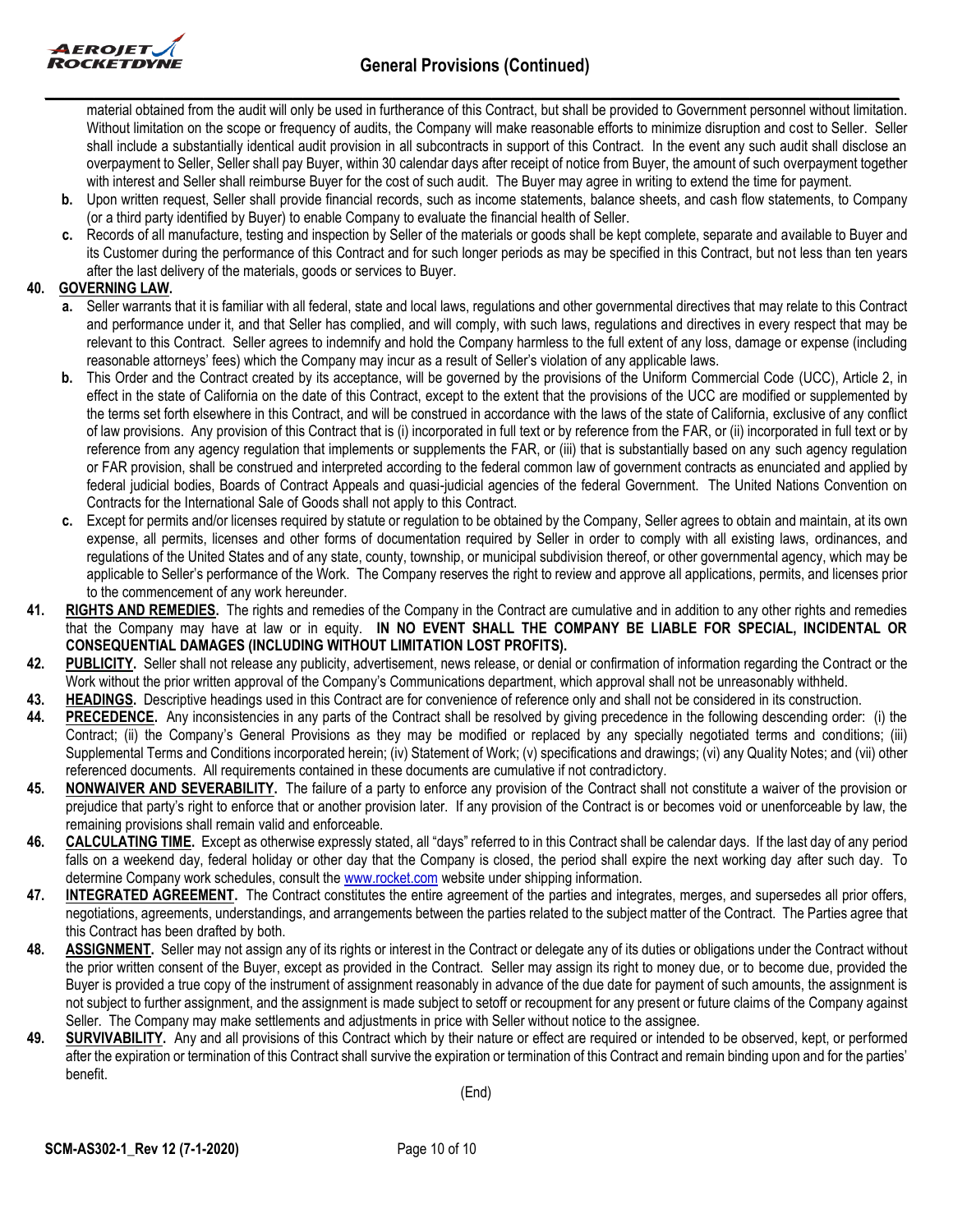material obtained from the audit will only be used in furtherance of this Contract, but shall be provided to Government personnel without limitation. Without limitation on the scope or frequency of audits, the Company will make reasonable efforts to minimize disruption and cost to Seller. Seller shall include a substantially identical audit provision in all subcontracts in support of this Contract. In the event any such audit shall disclose an overpayment to Seller, Seller shall pay Buyer, within 30 calendar days after receipt of notice from Buyer, the amount of such overpayment together with interest and Seller shall reimburse Buyer for the cost of such audit. The Buyer may agree in writing to extend the time for payment.

**b.** Upon written request, Seller shall provide financial records, such as income statements, balance sheets, and cash flow statements, to Company (or a third party identified by Buyer) to enable Company to evaluate the financial health of Seller.

**c.** Records of all manufacture, testing and inspection by Seller of the materials or goods shall be kept complete, separate and available to Buyer and its Customer during the performance of this Contract and for such longer periods as may be specified in this Contract, but not less than ten years after the last delivery of the materials, goods or services to Buyer.

**40. GOVERNING LAW.**

**a.** Seller warrants that it is familiar with all federal, state and local laws, regulations and other governmental directives that may relate to this Contract and performance under it, and that Seller has complied, and will comply, with such laws, regulations and directives in every respect that may be relevant to this Contract. Seller agrees to indemnify and hold the Company harmless to the full extent of any loss, damage or expense (including reasonable attorneys' fees) which the Company may incur as a result of Seller's violation of any applicable laws.

**b.** This Order and the Contract created by its acceptance, will be governed by the provisions of the Uniform Commercial Code (UCC), Article 2, in effect in the state of California on the date of this Contract, except to the extent that the provisions of the UCC are modified or supplemented by the terms set forth elsewhere in this Contract, and will be construed in accordance with the laws of the state of California, exclusive of any conflict of law provisions. Any provision of this Contract that is (i) incorporated in full text or by reference from the FAR, or (ii) incorporated in full text or by reference from any agency regulation that implements or supplements the FAR, or (iii) that is substantially based on any such agency regulation or FAR provision, shall be construed and interpreted according to the federal common law of government contracts as enunciated and applied by federal judicial bodies, Boards of Contract Appeals and quasi-judicial agencies of the federal Government. The United Nations Convention on Contracts for the International Sale of Goods shall not apply to this Contract.

**c.** Except for permits and/or licenses required by statute or regulation to be obtained by the Company, Seller agrees to obtain and maintain, at its own expense, all permits, licenses and other forms of documentation required by Seller in order to comply with all existing laws, ordinances, and regulations of the United States and of any state, county, township, or municipal subdivision thereof, or other governmental agency, which may be applicable to Seller's performance of the Work. The Company reserves the right to review and approve all applications, permits, and licenses prior to the commencement of any work hereunder.

**41. RIGHTS AND REMEDIES.** The rights and remedies of the Company in the Contract are cumulative and in addition to any other rights and remedies that the Company may have at law or in equity. **IN NO EVENT SHALL THE COMPANY BE LIABLE FOR SPECIAL, INCIDENTAL OR CONSEQUENTIAL DAMAGES (INCLUDING WITHOUT LIMITATION LOST PROFITS).**

**42. PUBLICITY.** Seller shall not release any publicity, advertisement, news release, or denial or confirmation of information regarding the Contract or the Work without the prior written approval of the Company's Communications department, which approval shall not be unreasonably withheld.

**43. HEADINGS.** Descriptive headings used in this Contract are for convenience of reference only and shall not be considered in its construction.

**44. PRECEDENCE.** Any inconsistencies in any parts of the Contract shall be resolved by giving precedence in the following descending order: (i) the Contract; (ii) the Company's General Provisions as they may be modified or replaced by any specially negotiated terms and conditions; (iii) Supplemental Terms and Conditions incorporated herein; (iv) Statement of Work; (v) specifications and drawings; (vi) any Quality Notes; and (vii) other referenced documents. All requirements contained in these documents are cumulative if not contradictory.

**45. NONWAIVER AND SEVERABILITY.** The failure of a party to enforce any provision of the Contract shall not constitute a waiver of the provision or prejudice that party's right to enforce that or another provision later. If any provision of the Contract is or becomes void or unenforceable by law, the remaining provisions shall remain valid and enforceable.

**46. CALCULATING TIME.** Except as otherwise expressly stated, all "days" referred to in this Contract shall be calendar days. If the last day of any period falls on a weekend day, federal holiday or other day that the Company is closed, the period shall expire the next working day after such day. To determine Company work schedules, consult the www.rocket.com website under shipping information.

**47. INTEGRATED AGREEMENT.** The Contract constitutes the entire agreement of the parties and integrates, merges, and supersedes all prior offers, negotiations, agreements, understandings, and arrangements between the parties related to the subject matter of the Contract. The Parties agree that this Contract has been drafted by both.

**48. ASSIGNMENT.** Seller may not assign any of its rights or interest in the Contract or delegate any of its duties or obligations under the Contract without the prior written consent of the Buyer, except as provided in the Contract. Seller may assign its right to money due, or to become due, provided the Buyer is provided a true copy of the instrument of assignment reasonably in advance of the due date for payment of such amounts, the assignment is not subject to further assignment, and the assignment is made subject to setoff or recoupment for any present or future claims of the Company against Seller. The Company may make settlements and adjustments in price with Seller without notice to the assignee.

**49. SURVIVABILITY.** Any and all provisions of this Contract which by their nature or effect are required or intended to be observed, kept, or performed after the expiration or termination of this Contract shall survive the expiration or termination of this Contract and remain binding upon and for the parties' benefit.

(End)